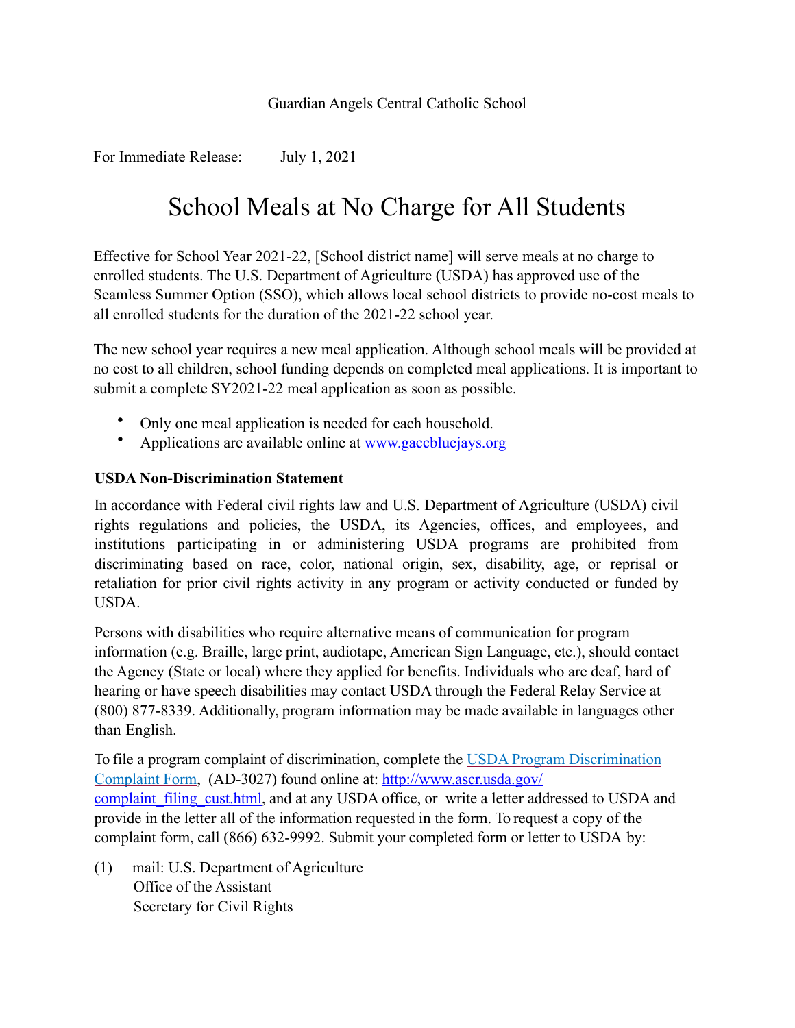Guardian Angels Central Catholic School

For Immediate Release: July 1, 2021

# School Meals at No Charge for All Students

Effective for School Year 2021-22, [School district name] will serve meals at no charge to enrolled students. The U.S. Department of Agriculture (USDA) has approved use of the Seamless Summer Option (SSO), which allows local school districts to provide no-cost meals to all enrolled students for the duration of the 2021-22 school year.

The new school year requires a new meal application. Although school meals will be provided at no cost to all children, school funding depends on completed meal applications. It is important to submit a complete SY2021-22 meal application as soon as possible.

- Only one meal application is needed for each household.
- Applications are available online at [www.gaccbluejays.org](www.gaccbluejays.org)

**USDA Non-Discrimination Statement**

In accordance with Federal civil rights law and U.S. Department of Agriculture (USDA) civil rights regulations and policies, the USDA, its Agencies, offices, and employees, and institutions participating in or administering USDA programs are prohibited from discriminating based on race, color, national origin, sex, disability, age, or reprisal or retaliation for prior civil rights activity in any program or activity conducted or funded by USDA.

Persons with disabilities who require alternative means of communication for program information (e.g. Braille, large print, audiotape, American Sign Language, etc.), should contact the Agency (State or local) where they applied for benefits. Individuals who are deaf, hard of hearing or have speech disabilities may contact USDA through the Federal Relay Service at (800) 877-8339. Additionally, program information may be made available in languages other than English.

To file a program complaint of discrimination, complete the [USDA Program Discrimination Complaint Form](http://www.ascr.usda.gov/complaint_filing_cust.html), (AD-3027) found online at: [http://www.ascr.usda.gov/complaint_filing_cust.html](http://www.ascr.usda.gov/complaint_filing_cust.html), and at any USDA office, or write a letter addressed to USDA and provide in the letter all of the information requested in the form. To request a copy of the complaint form, call (866) 632-9992. Submit your completed form or letter to USDA by:

(1) mail: U.S. Department of Agriculture
Office of the Assistant
Secretary for Civil Rights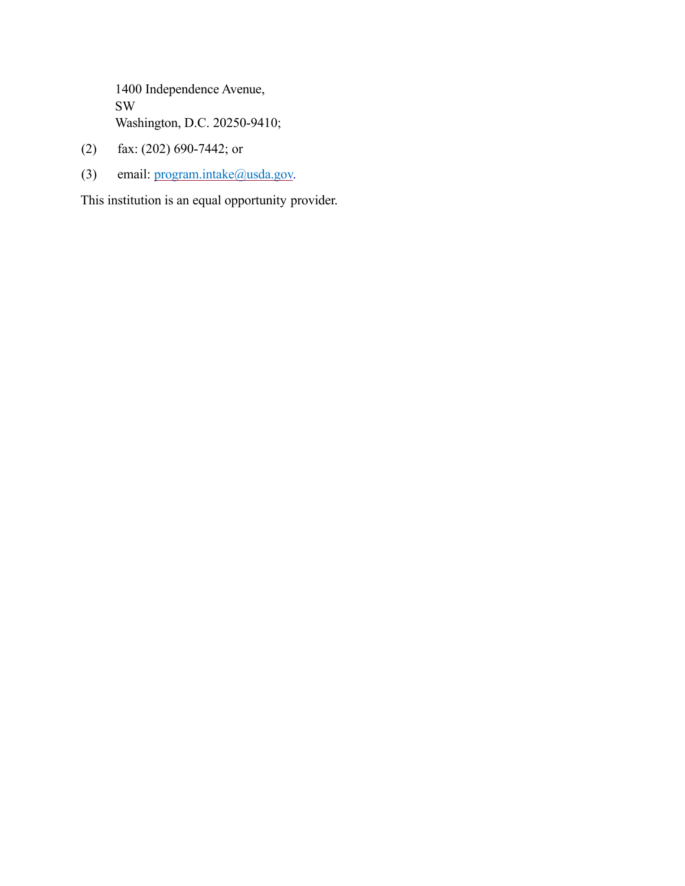1400 Independence Avenue,
SW
Washington, D.C. 20250-9410;

(2) fax: (202) 690-7442; or

(3) email: program.intake@usda.gov.

This institution is an equal opportunity provider.